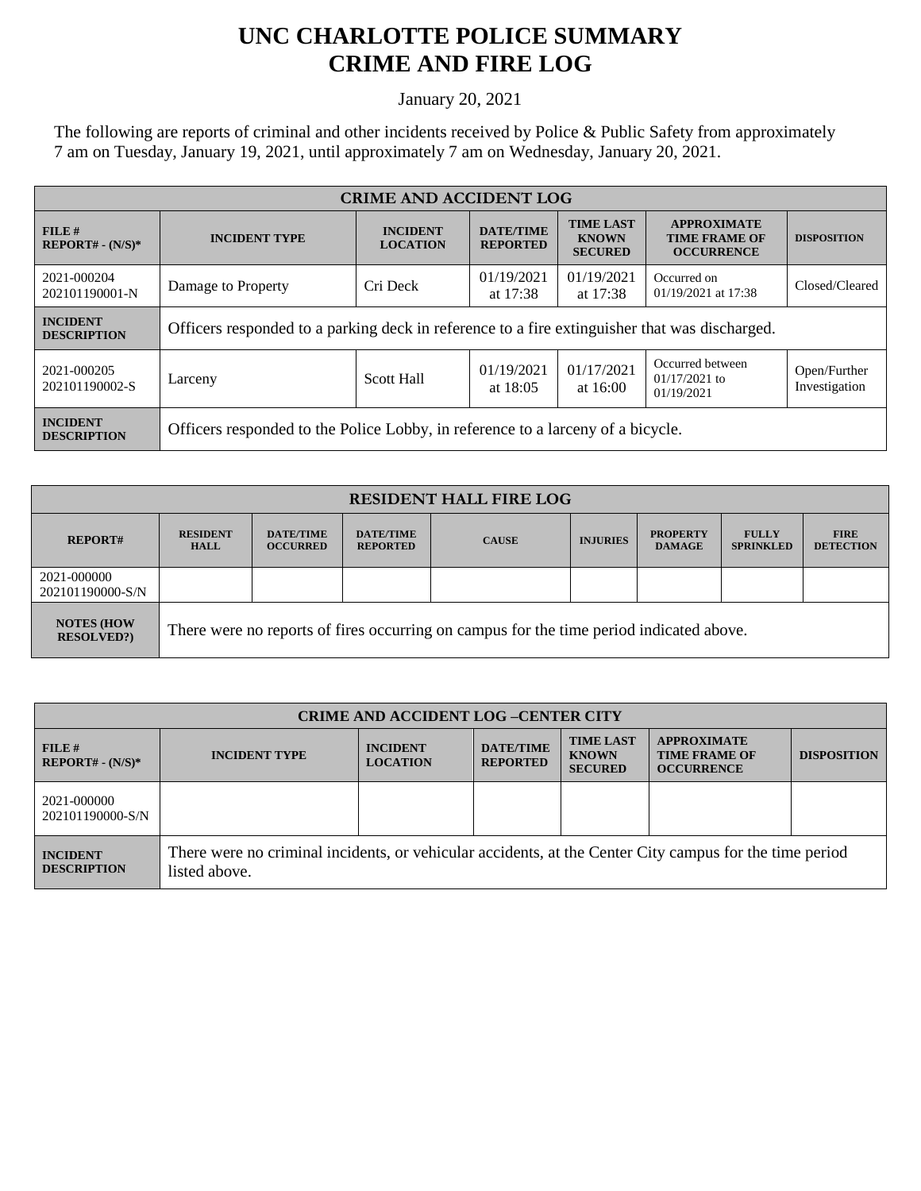# UNC CHARLOTTE POLICE SUMMARY
# CRIME AND FIRE LOG

January 20, 2021

The following are reports of criminal and other incidents received by Police & Public Safety from approximately 7 am on Tuesday, January 19, 2021, until approximately 7 am on Wednesday, January 20, 2021.

| CRIME AND ACCIDENT LOG | | | | | | |
|---|---|---|---|---|---|---|
| **FILE # REPORT# - (N/S)*** | **INCIDENT TYPE** | **INCIDENT LOCATION** | **DATE/TIME REPORTED** | **TIME LAST KNOWN SECURED** | **APPROXIMATE TIME FRAME OF OCCURRENCE** | **DISPOSITION** |
| 2021-000204 202101190001-N | Damage to Property | Cri Deck | 01/19/2021 at 17:38 | 01/19/2021 at 17:38 | Occurred on 01/19/2021 at 17:38 | Closed/Cleared |
| **INCIDENT DESCRIPTION** | Officers responded to a parking deck in reference to a fire extinguisher that was discharged. | | | | | |
| 2021-000205 202101190002-S | Larceny | Scott Hall | 01/19/2021 at 18:05 | 01/17/2021 at 16:00 | Occurred between 01/17/2021 to 01/19/2021 | Open/Further Investigation |
| **INCIDENT DESCRIPTION** | Officers responded to the Police Lobby, in reference to a larceny of a bicycle. | | | | | |

| RESIDENT HALL FIRE LOG | | | | | | | | |
|---|---|---|---|---|---|---|---|---|
| **REPORT#** | **RESIDENT HALL** | **DATE/TIME OCCURRED** | **DATE/TIME REPORTED** | **CAUSE** | **INJURIES** | **PROPERTY DAMAGE** | **FULLY SPRINKLED** | **FIRE DETECTION** |
| 2021-000000 202101190000-S/N | | | | | | | | |
| **NOTES (HOW RESOLVED?)** | There were no reports of fires occurring on campus for the time period indicated above. | | | | | | | |

| CRIME AND ACCIDENT LOG –CENTER CITY | | | | | | |
|---|---|---|---|---|---|---|
| **FILE # REPORT# - (N/S)*** | **INCIDENT TYPE** | **INCIDENT LOCATION** | **DATE/TIME REPORTED** | **TIME LAST KNOWN SECURED** | **APPROXIMATE TIME FRAME OF OCCURRENCE** | **DISPOSITION** |
| 2021-000000 202101190000-S/N | | | | | | |
| **INCIDENT DESCRIPTION** | There were no criminal incidents, or vehicular accidents, at the Center City campus for the time period listed above. | | | | | |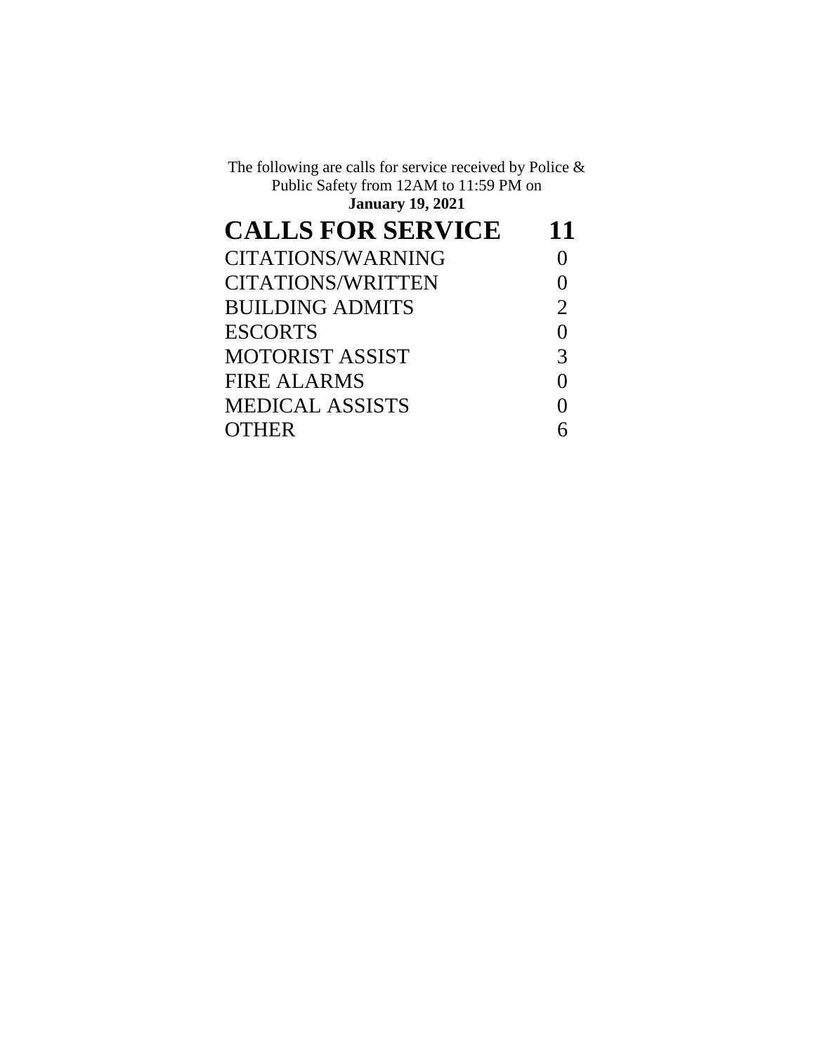The following are calls for service received by Police & Public Safety from 12AM to 11:59 PM on

**January 19, 2021**

| | |
|---|---|
| **CALLS FOR SERVICE** | **11** |
| CITATIONS/WARNING | 0 |
| CITATIONS/WRITTEN | 0 |
| BUILDING ADMITS | 2 |
| ESCORTS | 0 |
| MOTORIST ASSIST | 3 |
| FIRE ALARMS | 0 |
| MEDICAL ASSISTS | 0 |
| OTHER | 6 |